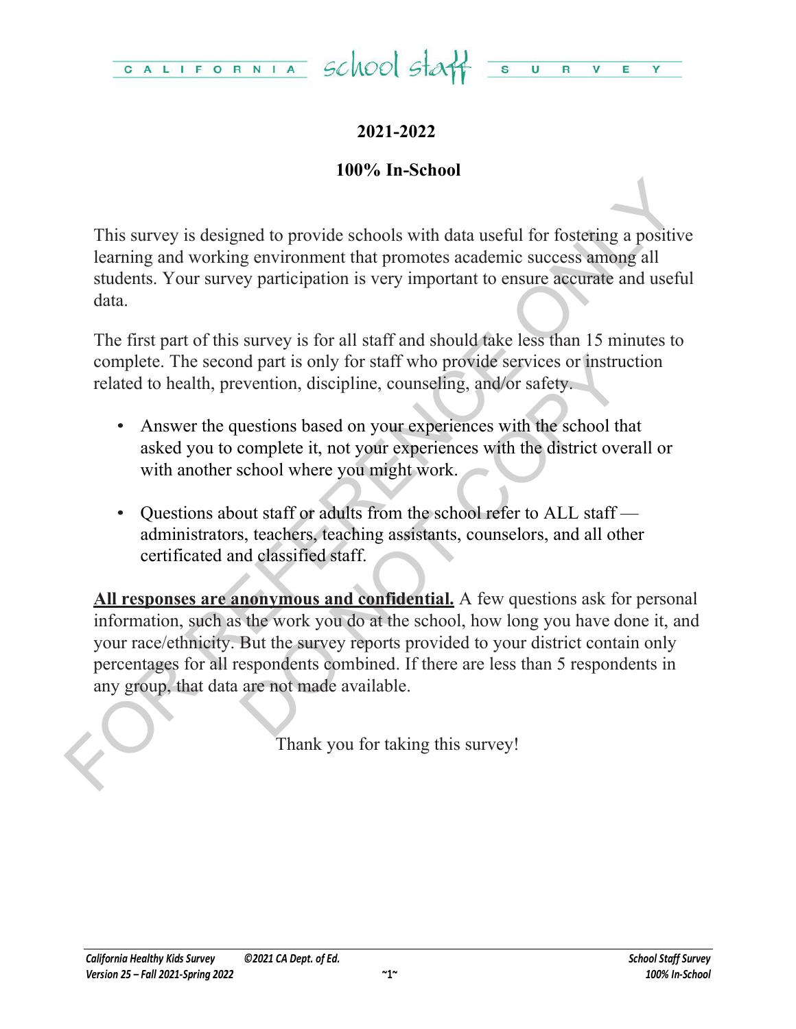# CALIFORNIA school staff SURVEY

## 2021-2022

## 100% In-School

This survey is designed to provide schools with data useful for fostering a positive learning and working environment that promotes academic success among all students. Your survey participation is very important to ensure accurate and useful data.

The first part of this survey is for all staff and should take less than 15 minutes to complete. The second part is only for staff who provide services or instruction related to health, prevention, discipline, counseling, and/or safety.

- Answer the questions based on your experiences with the school that asked you to complete it, not your experiences with the district overall or with another school where you might work.
- Questions about staff or adults from the school refer to ALL staff — administrators, teachers, teaching assistants, counselors, and all other certificated and classified staff.

**All responses are anonymous and confidential.** A few questions ask for personal information, such as the work you do at the school, how long you have done it, and your race/ethnicity. But the survey reports provided to your district contain only percentages for all respondents combined. If there are less than 5 respondents in any group, that data are not made available.

Thank you for taking this survey!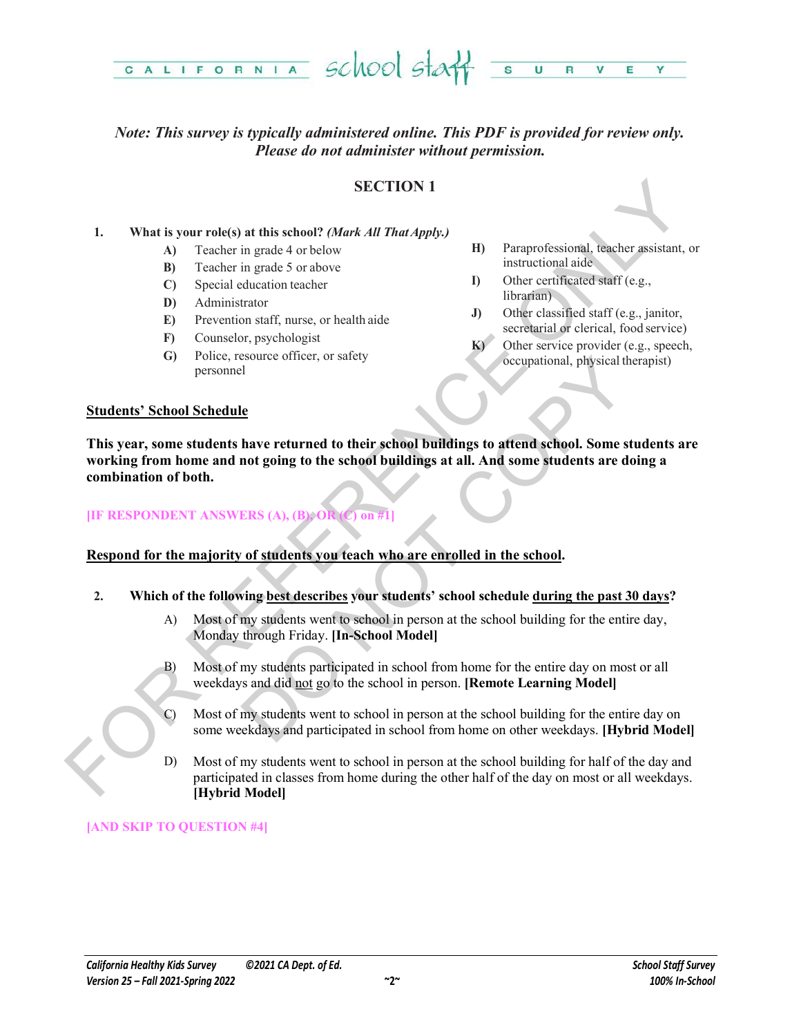*Note: This survey is typically administered online. This PDF is provided for review only. Please do not administer without permission.*

## SECTION 1

**1. What is your role(s) at this school?** ***(Mark All That Apply.)***

- **A)** Teacher in grade 4 or below
- **B)** Teacher in grade 5 or above
- **C)** Special education teacher
- **D)** Administrator
- **E)** Prevention staff, nurse, or health aide
- **F)** Counselor, psychologist
- **G)** Police, resource officer, or safety personnel
- **H)** Paraprofessional, teacher assistant, or instructional aide
- **I)** Other certificated staff (e.g., librarian)
- **J)** Other classified staff (e.g., janitor, secretarial or clerical, food service)
- **K)** Other service provider (e.g., speech, occupational, physical therapist)

**<u>Students' School Schedule</u>**

**This year, some students have returned to their school buildings to attend school. Some students are working from home and not going to the school buildings at all. And some students are doing a combination of both.**

**[IF RESPONDENT ANSWERS (A), (B), OR (C) on #1]**

**<u>Respond for the majority of students you teach who are enrolled in the school</u>.**

**2. Which of the following <u>best describes</u> your students' school schedule <u>during the past 30 days</u>?**

- A) Most of my students went to school in person at the school building for the entire day, Monday through Friday. **[In-School Model]**
- B) Most of my students participated in school from home for the entire day on most or all weekdays and did <u>not</u> go to the school in person. **[Remote Learning Model]**
- C) Most of my students went to school in person at the school building for the entire day on some weekdays and participated in school from home on other weekdays. **[Hybrid Model]**
- D) Most of my students went to school in person at the school building for half of the day and participated in classes from home during the other half of the day on most or all weekdays. **[Hybrid Model]**

**[AND SKIP TO QUESTION #4]**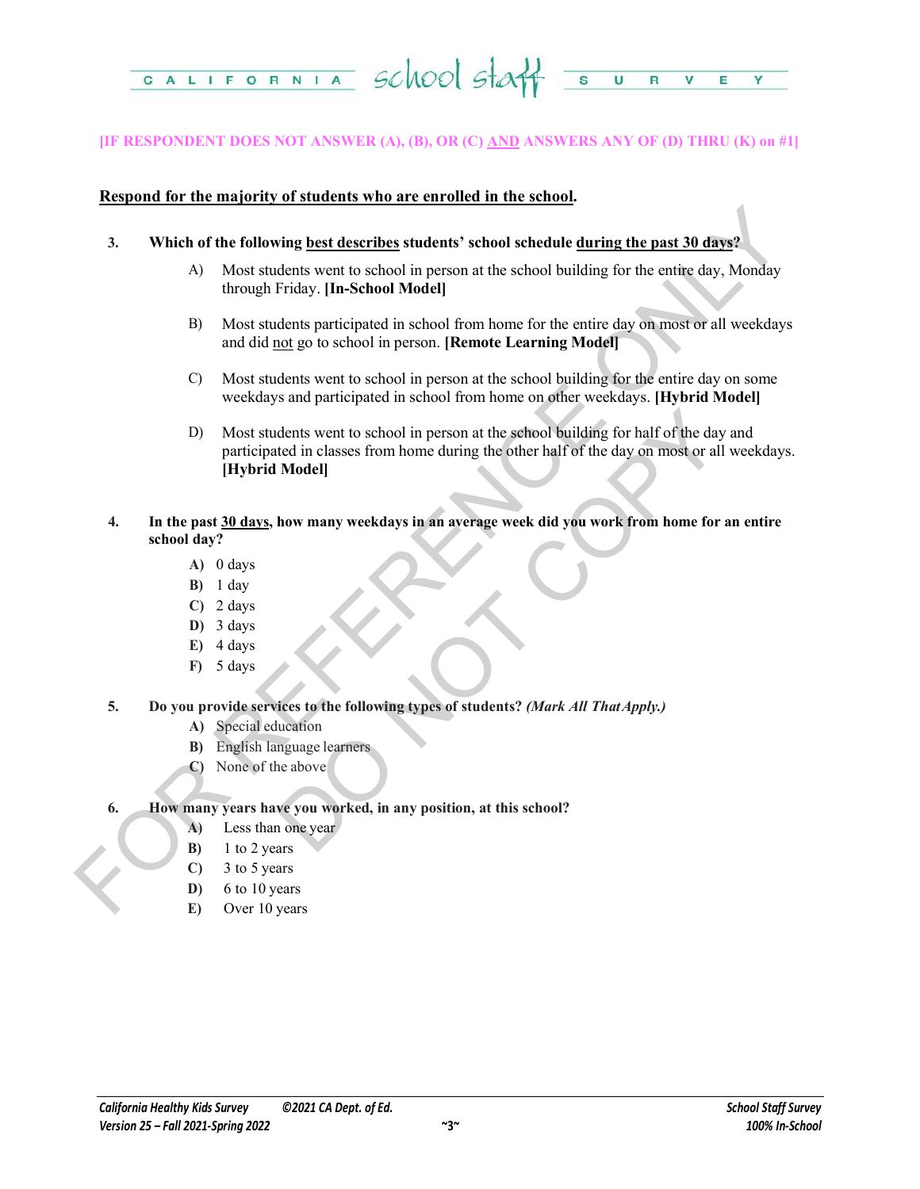**[IF RESPONDENT DOES NOT ANSWER (A), (B), OR (C) AND ANSWERS ANY OF (D) THRU (K) on #1]**

**Respond for the majority of students who are enrolled in the school.**

3. **Which of the following best describes students' school schedule during the past 30 days?**

   A) Most students went to school in person at the school building for the entire day, Monday through Friday. **[In-School Model]**

   B) Most students participated in school from home for the entire day on most or all weekdays and did not go to school in person. **[Remote Learning Model]**

   C) Most students went to school in person at the school building for the entire day on some weekdays and participated in school from home on other weekdays. **[Hybrid Model]**

   D) Most students went to school in person at the school building for half of the day and participated in classes from home during the other half of the day on most or all weekdays. **[Hybrid Model]**

4. **In the past 30 days, how many weekdays in an average week did you work from home for an entire school day?**

   **A)** 0 days
   **B)** 1 day
   **C)** 2 days
   **D)** 3 days
   **E)** 4 days
   **F)** 5 days

5. **Do you provide services to the following types of students?** ***(Mark All That Apply.)***

   **A)** Special education
   **B)** English language learners
   **C)** None of the above

6. **How many years have you worked, in any position, at this school?**

   **A)** Less than one year
   **B)** 1 to 2 years
   **C)** 3 to 5 years
   **D)** 6 to 10 years
   **E)** Over 10 years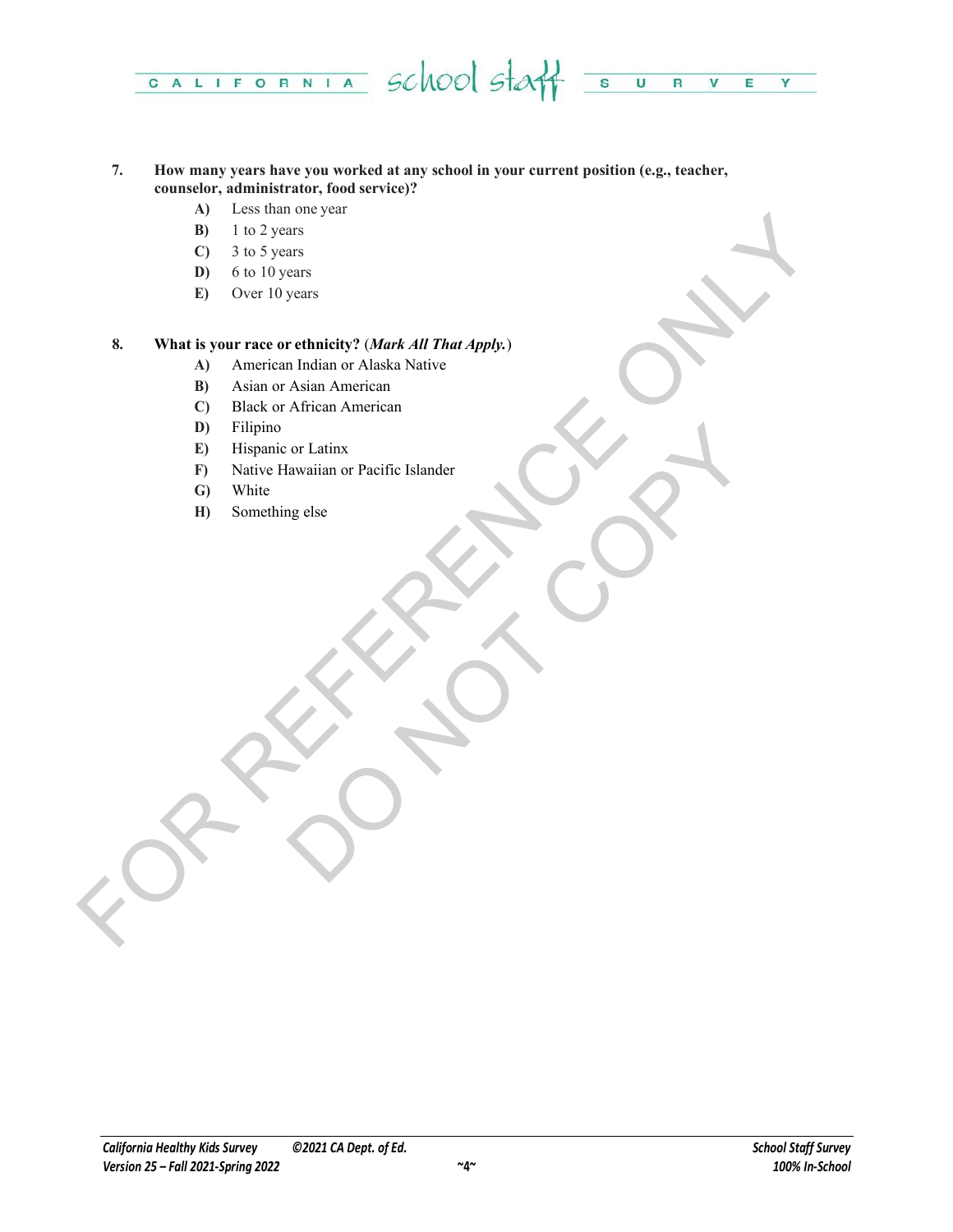**7. How many years have you worked at any school in your current position (e.g., teacher, counselor, administrator, food service)?**

- **A)** Less than one year
- **B)** 1 to 2 years
- **C)** 3 to 5 years
- **D)** 6 to 10 years
- **E)** Over 10 years

**8. What is your race or ethnicity? (*Mark All That Apply.*)**

- **A)** American Indian or Alaska Native
- **B)** Asian or Asian American
- **C)** Black or African American
- **D)** Filipino
- **E)** Hispanic or Latinx
- **F)** Native Hawaiian or Pacific Islander
- **G)** White
- **H)** Something else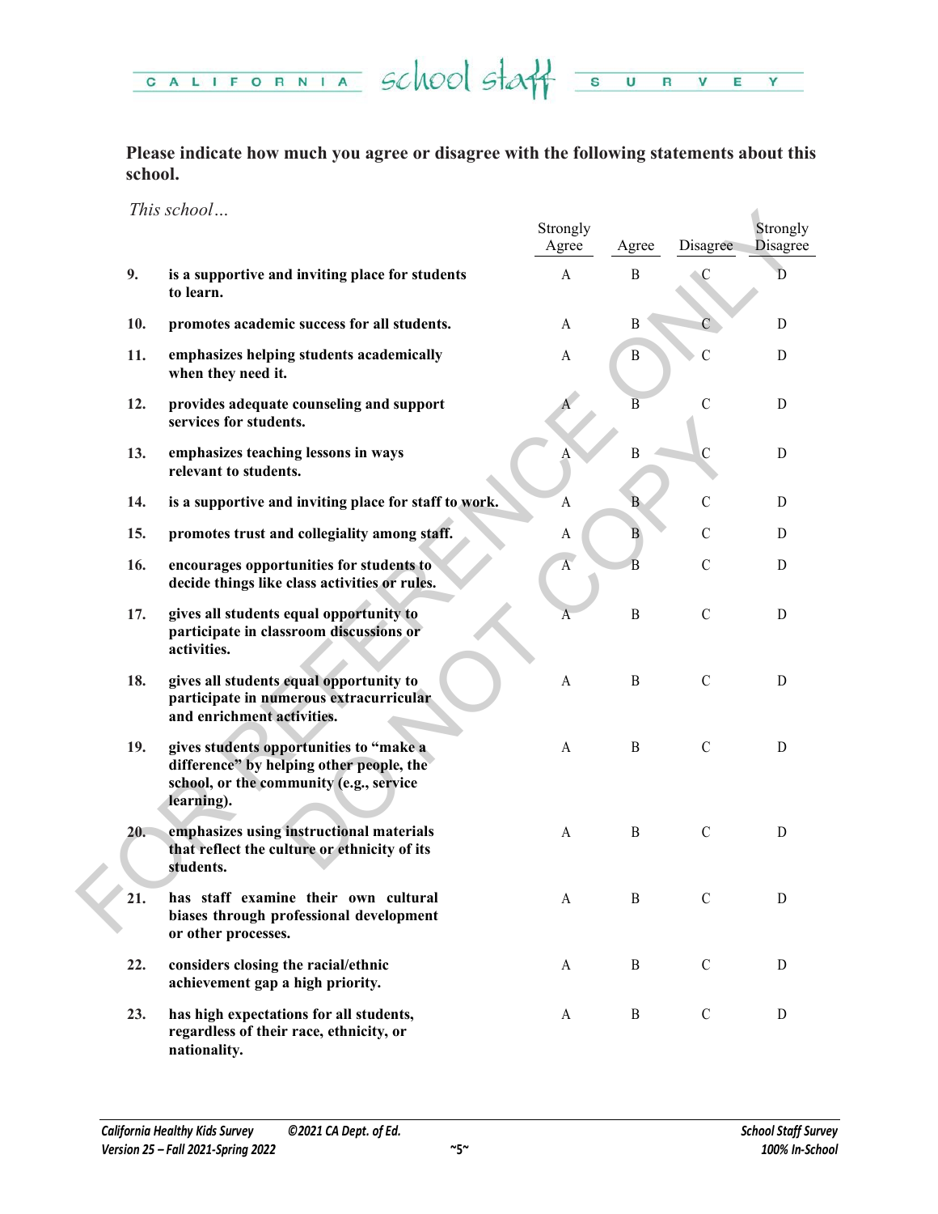**Please indicate how much you agree or disagree with the following statements about this school.**

*This school…*

| | | Strongly Agree | Agree | Disagree | Strongly Disagree |
|---|---|---|---|---|---|
| 9. | **is a supportive and inviting place for students to learn.** | A | B | C | D |
| 10. | **promotes academic success for all students.** | A | B | C | D |
| 11. | **emphasizes helping students academically when they need it.** | A | B | C | D |
| 12. | **provides adequate counseling and support services for students.** | A | B | C | D |
| 13. | **emphasizes teaching lessons in ways relevant to students.** | A | B | C | D |
| 14. | **is a supportive and inviting place for staff to work.** | A | B | C | D |
| 15. | **promotes trust and collegiality among staff.** | A | B | C | D |
| 16. | **encourages opportunities for students to decide things like class activities or rules.** | A | B | C | D |
| 17. | **gives all students equal opportunity to participate in classroom discussions or activities.** | A | B | C | D |
| 18. | **gives all students equal opportunity to participate in numerous extracurricular and enrichment activities.** | A | B | C | D |
| 19. | **gives students opportunities to "make a difference" by helping other people, the school, or the community (e.g., service learning).** | A | B | C | D |
| 20. | **emphasizes using instructional materials that reflect the culture or ethnicity of its students.** | A | B | C | D |
| 21. | **has staff examine their own cultural biases through professional development or other processes.** | A | B | C | D |
| 22. | **considers closing the racial/ethnic achievement gap a high priority.** | A | B | C | D |
| 23. | **has high expectations for all students, regardless of their race, ethnicity, or nationality.** | A | B | C | D |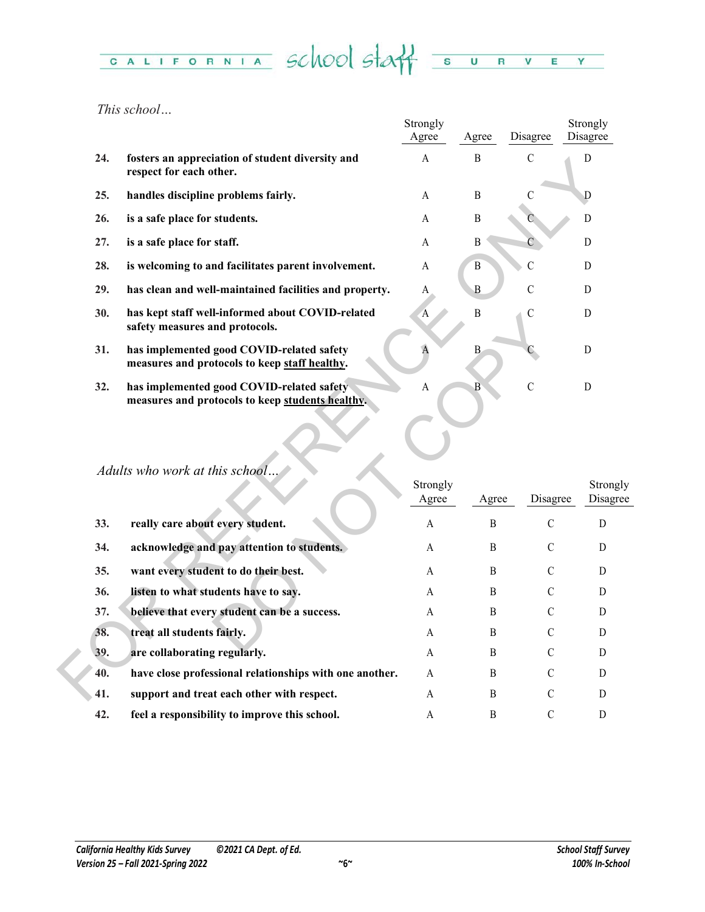*This school…*

| | | Strongly Agree | Agree | Disagree | Strongly Disagree |
|---|---|---|---|---|---|
| 24. | **fosters an appreciation of student diversity and respect for each other.** | A | B | C | D |
| 25. | **handles discipline problems fairly.** | A | B | C | D |
| 26. | **is a safe place for students.** | A | B | C | D |
| 27. | **is a safe place for staff.** | A | B | C | D |
| 28. | **is welcoming to and facilitates parent involvement.** | A | B | C | D |
| 29. | **has clean and well-maintained facilities and property.** | A | B | C | D |
| 30. | **has kept staff well-informed about COVID-related safety measures and protocols.** | A | B | C | D |
| 31. | **has implemented good COVID-related safety measures and protocols to keep <u>staff healthy</u>.** | A | B | C | D |
| 32. | **has implemented good COVID-related safety measures and protocols to keep <u>students healthy</u>.** | A | B | C | D |

*Adults who work at this school…*

| | | Strongly Agree | Agree | Disagree | Strongly Disagree |
|---|---|---|---|---|---|
| 33. | **really care about every student.** | A | B | C | D |
| 34. | **acknowledge and pay attention to students.** | A | B | C | D |
| 35. | **want every student to do their best.** | A | B | C | D |
| 36. | **listen to what students have to say.** | A | B | C | D |
| 37. | **believe that every student can be a success.** | A | B | C | D |
| 38. | **treat all students fairly.** | A | B | C | D |
| 39. | **are collaborating regularly.** | A | B | C | D |
| 40. | **have close professional relationships with one another.** | A | B | C | D |
| 41. | **support and treat each other with respect.** | A | B | C | D |
| 42. | **feel a responsibility to improve this school.** | A | B | C | D |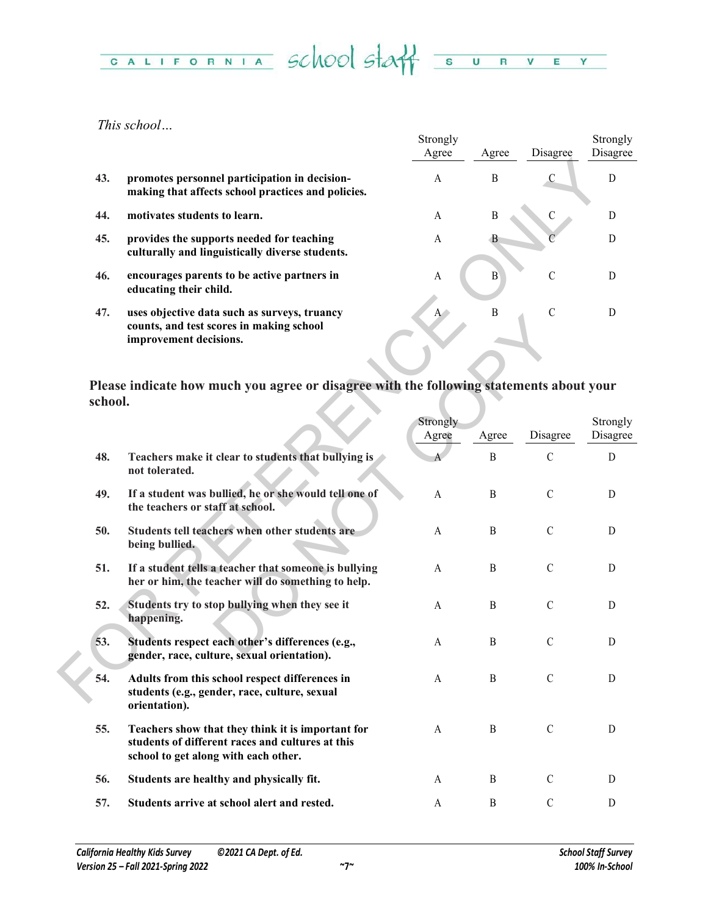*This school…*

| | | Strongly Agree | Agree | Disagree | Strongly Disagree |
|---|---|---|---|---|---|
| 43. | **promotes personnel participation in decision-making that affects school practices and policies.** | A | B | C | D |
| 44. | **motivates students to learn.** | A | B | C | D |
| 45. | **provides the supports needed for teaching culturally and linguistically diverse students.** | A | B | C | D |
| 46. | **encourages parents to be active partners in educating their child.** | A | B | C | D |
| 47. | **uses objective data such as surveys, truancy counts, and test scores in making school improvement decisions.** | A | B | C | D |

**Please indicate how much you agree or disagree with the following statements about your school.**

| | | Strongly Agree | Agree | Disagree | Strongly Disagree |
|---|---|---|---|---|---|
| 48. | **Teachers make it clear to students that bullying is not tolerated.** | A | B | C | D |
| 49. | **If a student was bullied, he or she would tell one of the teachers or staff at school.** | A | B | C | D |
| 50. | **Students tell teachers when other students are being bullied.** | A | B | C | D |
| 51. | **If a student tells a teacher that someone is bullying her or him, the teacher will do something to help.** | A | B | C | D |
| 52. | **Students try to stop bullying when they see it happening.** | A | B | C | D |
| 53. | **Students respect each other's differences (e.g., gender, race, culture, sexual orientation).** | A | B | C | D |
| 54. | **Adults from this school respect differences in students (e.g., gender, race, culture, sexual orientation).** | A | B | C | D |
| 55. | **Teachers show that they think it is important for students of different races and cultures at this school to get along with each other.** | A | B | C | D |
| 56. | **Students are healthy and physically fit.** | A | B | C | D |
| 57. | **Students arrive at school alert and rested.** | A | B | C | D |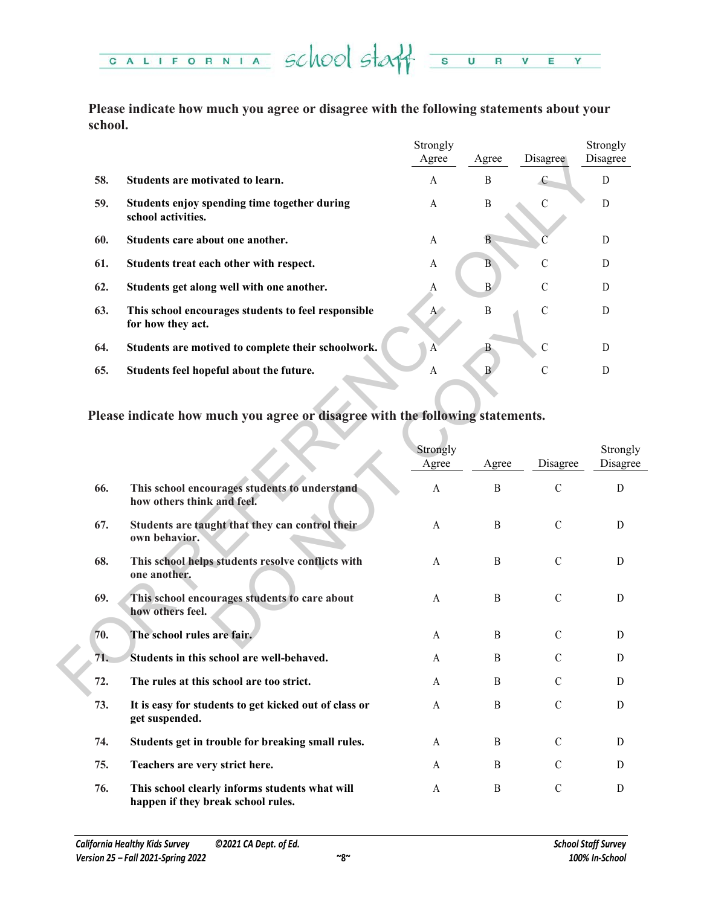**Please indicate how much you agree or disagree with the following statements about your school.**

| | | Strongly Agree | Agree | Disagree | Strongly Disagree |
|---|---|---|---|---|---|
| **58.** | **Students are motivated to learn.** | A | B | C | D |
| **59.** | **Students enjoy spending time together during school activities.** | A | B | C | D |
| **60.** | **Students care about one another.** | A | B | C | D |
| **61.** | **Students treat each other with respect.** | A | B | C | D |
| **62.** | **Students get along well with one another.** | A | B | C | D |
| **63.** | **This school encourages students to feel responsible for how they act.** | A | B | C | D |
| **64.** | **Students are motived to complete their schoolwork.** | A | B | C | D |
| **65.** | **Students feel hopeful about the future.** | A | B | C | D |

**Please indicate how much you agree or disagree with the following statements.**

| | | Strongly Agree | Agree | Disagree | Strongly Disagree |
|---|---|---|---|---|---|
| **66.** | **This school encourages students to understand how others think and feel.** | A | B | C | D |
| **67.** | **Students are taught that they can control their own behavior.** | A | B | C | D |
| **68.** | **This school helps students resolve conflicts with one another.** | A | B | C | D |
| **69.** | **This school encourages students to care about how others feel.** | A | B | C | D |
| **70.** | **The school rules are fair.** | A | B | C | D |
| **71.** | **Students in this school are well-behaved.** | A | B | C | D |
| **72.** | **The rules at this school are too strict.** | A | B | C | D |
| **73.** | **It is easy for students to get kicked out of class or get suspended.** | A | B | C | D |
| **74.** | **Students get in trouble for breaking small rules.** | A | B | C | D |
| **75.** | **Teachers are very strict here.** | A | B | C | D |
| **76.** | **This school clearly informs students what will happen if they break school rules.** | A | B | C | D |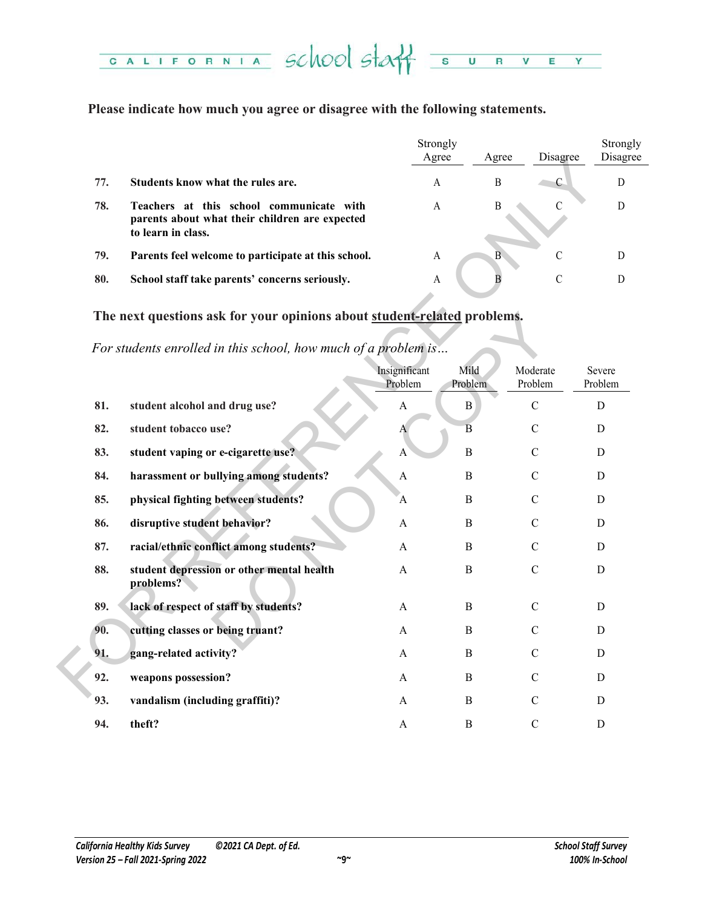**Please indicate how much you agree or disagree with the following statements.**

| | | Strongly Agree | Agree | Disagree | Strongly Disagree |
|---|---|---|---|---|---|
| 77. | **Students know what the rules are.** | A | B | C | D |
| 78. | **Teachers at this school communicate with parents about what their children are expected to learn in class.** | A | B | C | D |
| 79. | **Parents feel welcome to participate at this school.** | A | B | C | D |
| 80. | **School staff take parents' concerns seriously.** | A | B | C | D |

**The next questions ask for your opinions about <u>student-related</u> problems.**

*For students enrolled in this school, how much of a problem is…*

| | | Insignificant Problem | Mild Problem | Moderate Problem | Severe Problem |
|---|---|---|---|---|---|
| 81. | **student alcohol and drug use?** | A | B | C | D |
| 82. | **student tobacco use?** | A | B | C | D |
| 83. | **student vaping or e-cigarette use?** | A | B | C | D |
| 84. | **harassment or bullying among students?** | A | B | C | D |
| 85. | **physical fighting between students?** | A | B | C | D |
| 86. | **disruptive student behavior?** | A | B | C | D |
| 87. | **racial/ethnic conflict among students?** | A | B | C | D |
| 88. | **student depression or other mental health problems?** | A | B | C | D |
| 89. | **lack of respect of staff by students?** | A | B | C | D |
| 90. | **cutting classes or being truant?** | A | B | C | D |
| 91. | **gang-related activity?** | A | B | C | D |
| 92. | **weapons possession?** | A | B | C | D |
| 93. | **vandalism (including graffiti)?** | A | B | C | D |
| 94. | **theft?** | A | B | C | D |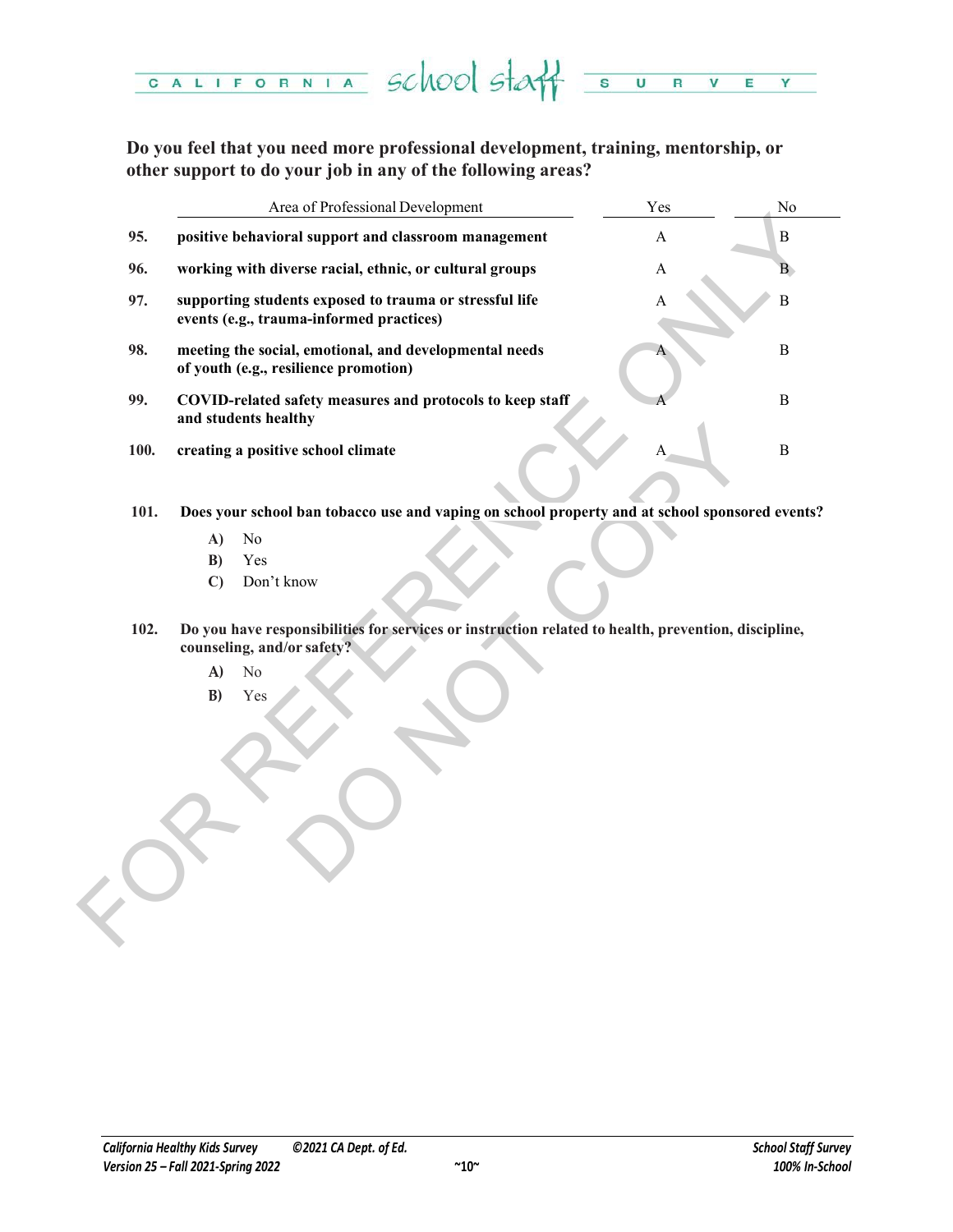**Do you feel that you need more professional development, training, mentorship, or other support to do your job in any of the following areas?**

| | Area of Professional Development | Yes | No |
|---|---|---|---|
| 95. | **positive behavioral support and classroom management** | A | B |
| 96. | **working with diverse racial, ethnic, or cultural groups** | A | B |
| 97. | **supporting students exposed to trauma or stressful life events (e.g., trauma-informed practices)** | A | B |
| 98. | **meeting the social, emotional, and developmental needs of youth (e.g., resilience promotion)** | A | B |
| 99. | **COVID-related safety measures and protocols to keep staff and students healthy** | A | B |
| 100. | **creating a positive school climate** | A | B |

**101. Does your school ban tobacco use and vaping on school property and at school sponsored events?**

- **A)** No
- **B)** Yes
- **C)** Don't know

**102. Do you have responsibilities for services or instruction related to health, prevention, discipline, counseling, and/or safety?**

- **A)** No
- **B)** Yes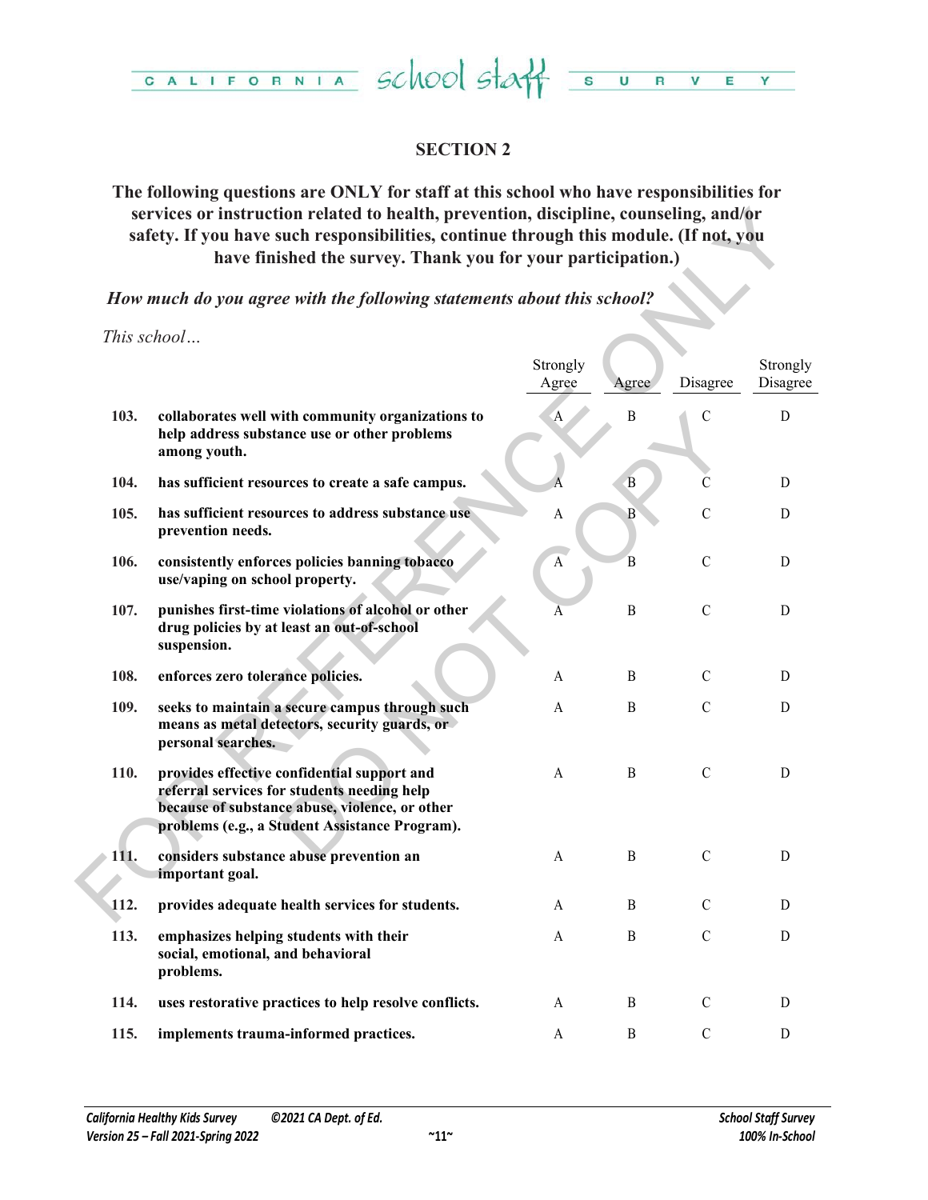## SECTION 2

**The following questions are ONLY for staff at this school who have responsibilities for services or instruction related to health, prevention, discipline, counseling, and/or safety. If you have such responsibilities, continue through this module. (If not, you have finished the survey. Thank you for your participation.)**

***How much do you agree with the following statements about this school?***

*This school…*

| | | Strongly Agree | Agree | Disagree | Strongly Disagree |
|---|---|---|---|---|---|
| 103. | **collaborates well with community organizations to help address substance use or other problems among youth.** | A | B | C | D |
| 104. | **has sufficient resources to create a safe campus.** | A | B | C | D |
| 105. | **has sufficient resources to address substance use prevention needs.** | A | B | C | D |
| 106. | **consistently enforces policies banning tobacco use/vaping on school property.** | A | B | C | D |
| 107. | **punishes first-time violations of alcohol or other drug policies by at least an out-of-school suspension.** | A | B | C | D |
| 108. | **enforces zero tolerance policies.** | A | B | C | D |
| 109. | **seeks to maintain a secure campus through such means as metal detectors, security guards, or personal searches.** | A | B | C | D |
| 110. | **provides effective confidential support and referral services for students needing help because of substance abuse, violence, or other problems (e.g., a Student Assistance Program).** | A | B | C | D |
| 111. | **considers substance abuse prevention an important goal.** | A | B | C | D |
| 112. | **provides adequate health services for students.** | A | B | C | D |
| 113. | **emphasizes helping students with their social, emotional, and behavioral problems.** | A | B | C | D |
| 114. | **uses restorative practices to help resolve conflicts.** | A | B | C | D |
| 115. | **implements trauma-informed practices.** | A | B | C | D |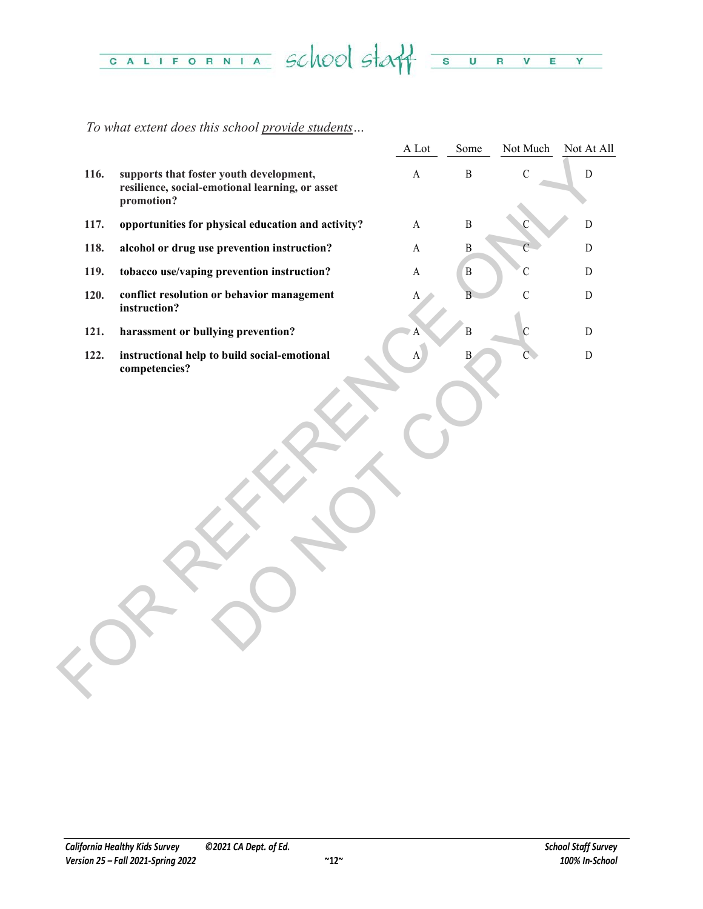*To what extent does this school provide students…*

| | | A Lot | Some | Not Much | Not At All |
|---|---|---|---|---|---|
| 116. | **supports that foster youth development, resilience, social-emotional learning, or asset promotion?** | A | B | C | D |
| 117. | **opportunities for physical education and activity?** | A | B | C | D |
| 118. | **alcohol or drug use prevention instruction?** | A | B | C | D |
| 119. | **tobacco use/vaping prevention instruction?** | A | B | C | D |
| 120. | **conflict resolution or behavior management instruction?** | A | B | C | D |
| 121. | **harassment or bullying prevention?** | A | B | C | D |
| 122. | **instructional help to build social-emotional competencies?** | A | B | C | D |

FOR REFERENCE ONLY
DO NOT COPY